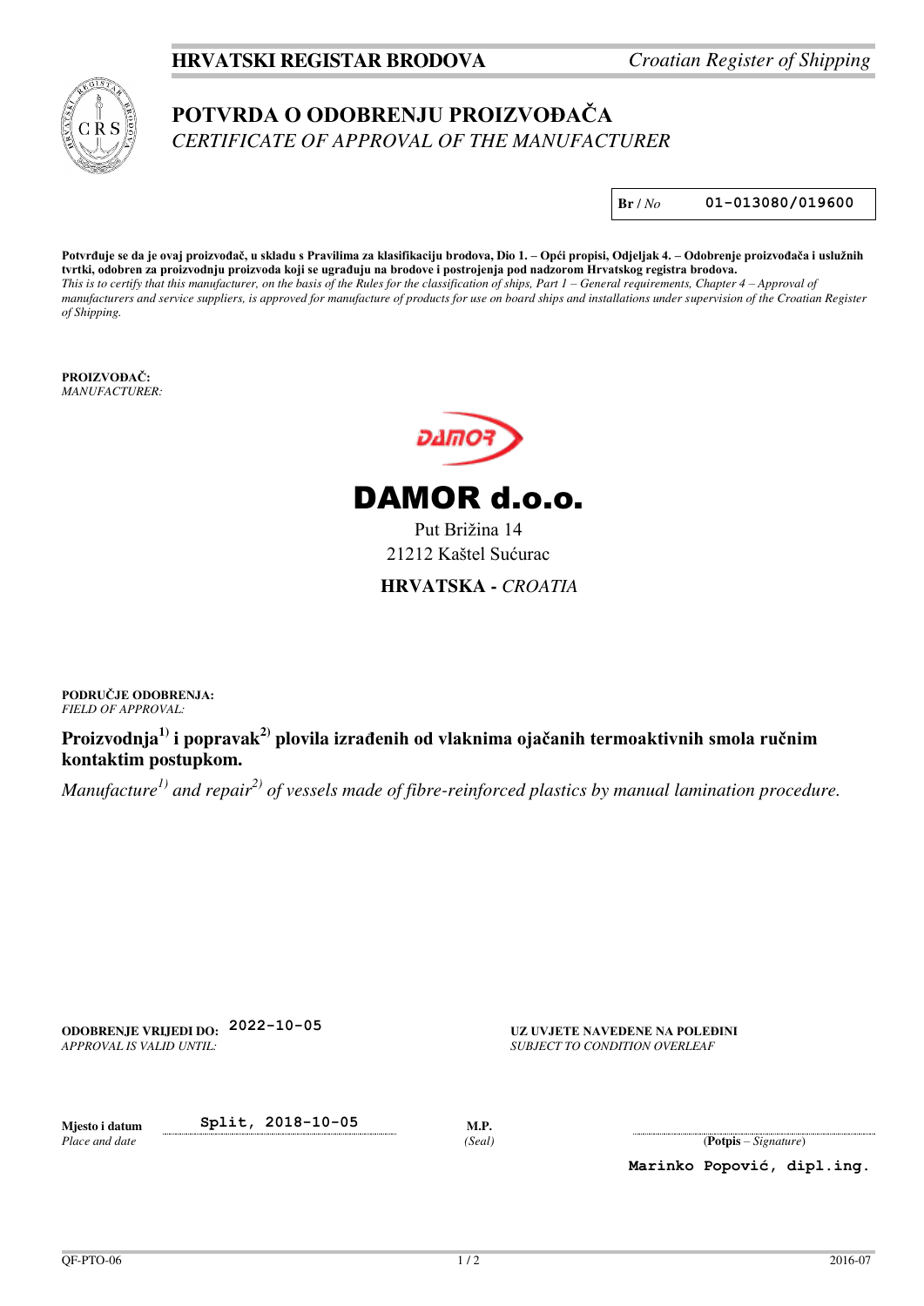**HRVATSKI REGISTAR BRODOVA** *Croatian Register of Shipping*

# POTVRDA O ODOBRENJU PROIZVOĐAČA
*CERTIFICATE OF APPROVAL OF THE MANUFACTURER*

| **Br** / *No* | 01-013080/019600 |
|---|---|

**Potvrđuje se da je ovaj proizvođač, u skladu s Pravilima za klasifikaciju brodova, Dio 1. – Opći propisi, Odjeljak 4. – Odobrenje proizvođača i uslužnih tvrtki, odobren za proizvodnju proizvoda koji se ugrađuju na brodove i postrojenja pod nadzorom Hrvatskog registra brodova.**
*This is to certify that this manufacturer, on the basis of the Rules for the classification of ships, Part 1 – General requirements, Chapter 4 – Approval of manufacturers and service suppliers, is approved for manufacture of products for use on board ships and installations under supervision of the Croatian Register of Shipping.*

**PROIZVOĐAČ:**
*MANUFACTURER:*

DAMOR

**DAMOR d.o.o.**

Put Brižina 14
21212 Kaštel Sućurac

**HRVATSKA -** *CROATIA*

**PODRUČJE ODOBRENJA:**
*FIELD OF APPROVAL:*

**Proizvodnja[1)] i popravak[2)] plovila izrađenih od vlaknima ojačanih termoaktivnih smola ručnim kontaktim postupkom.**

*Manufacture[1)] and repair[2)] of vessels made of fibre-reinforced plastics by manual lamination procedure.*

**ODOBRENJE VRIJEDI DO:** 2022-10-05
*APPROVAL IS VALID UNTIL:*

**UZ UVJETE NAVEDENE NA POLEDINI**
*SUBJECT TO CONDITION OVERLEAF*

**Mjesto i datum** Split, 2018-10-05
*Place and date*

**M.P.**
*(Seal)*

(**Potpis** – *Signature*)

Marinko Popović, dipl.ing.

QF-PTO-06 2016-07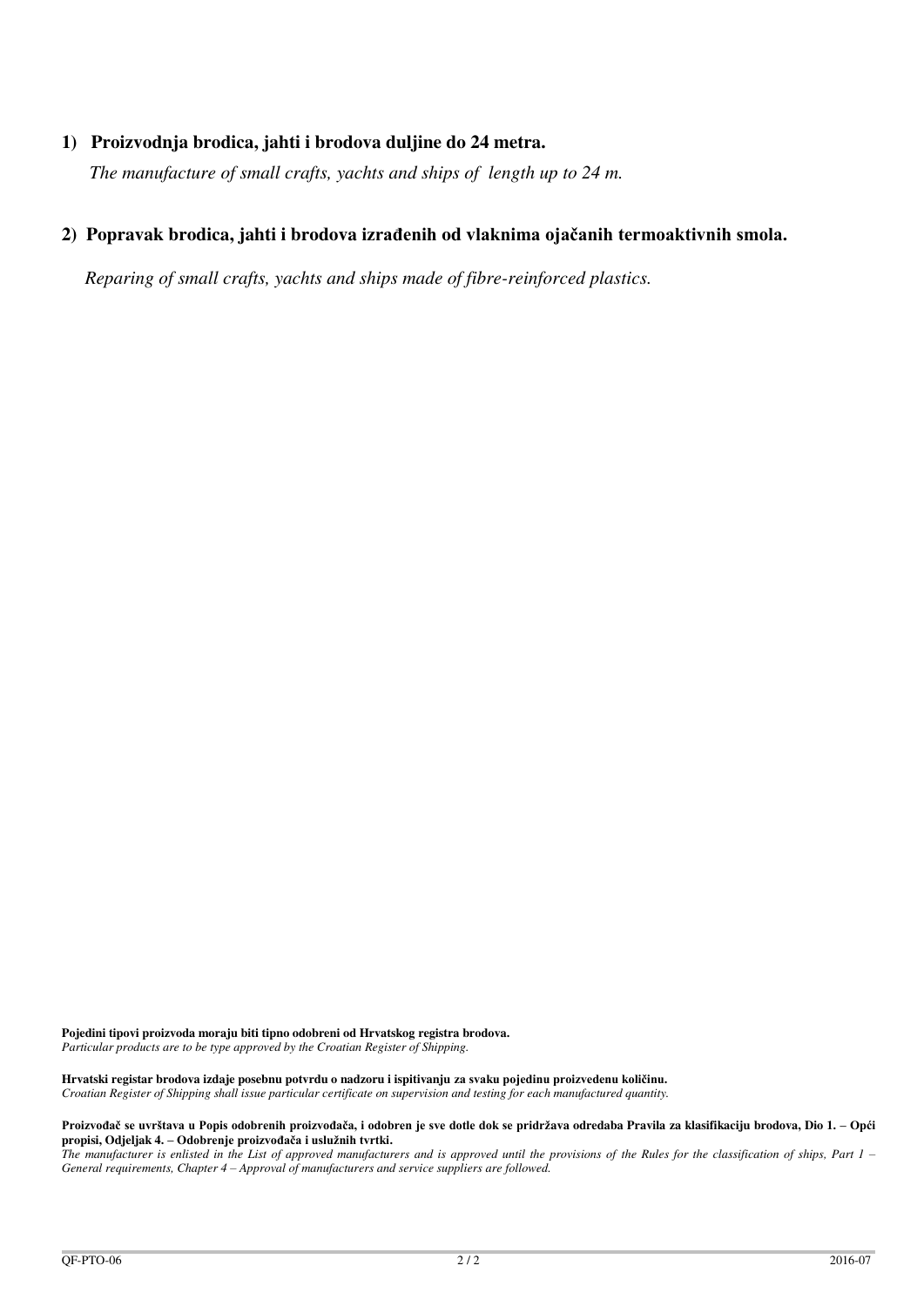**1) Proizvodnja brodica, jahti i brodova duljine do 24 metra.**

*The manufacture of small crafts, yachts and ships of length up to 24 m.*

**2) Popravak brodica, jahti i brodova izrađenih od vlaknima ojačanih termoaktivnih smola.**

*Reparing of small crafts, yachts and ships made of fibre-reinforced plastics.*

**Pojedini tipovi proizvoda moraju biti tipno odobreni od Hrvatskog registra brodova.**
*Particular products are to be type approved by the Croatian Register of Shipping.*

**Hrvatski registar brodova izdaje posebnu potvrdu o nadzoru i ispitivanju za svaku pojedinu proizvedenu količinu.**
*Croatian Register of Shipping shall issue particular certificate on supervision and testing for each manufactured quantity.*

**Proizvođač se uvrštava u Popis odobrenih proizvođača, i odobren je sve dotle dok se pridržava odredaba Pravila za klasifikaciju brodova, Dio 1. – Opći propisi, Odjeljak 4. – Odobrenje proizvođača i uslužnih tvrtki.**
*The manufacturer is enlisted in the List of approved manufacturers and is approved until the provisions of the Rules for the classification of ships, Part 1 – General requirements, Chapter 4 – Approval of manufacturers and service suppliers are followed.*

QF-PTO-06 2016-07